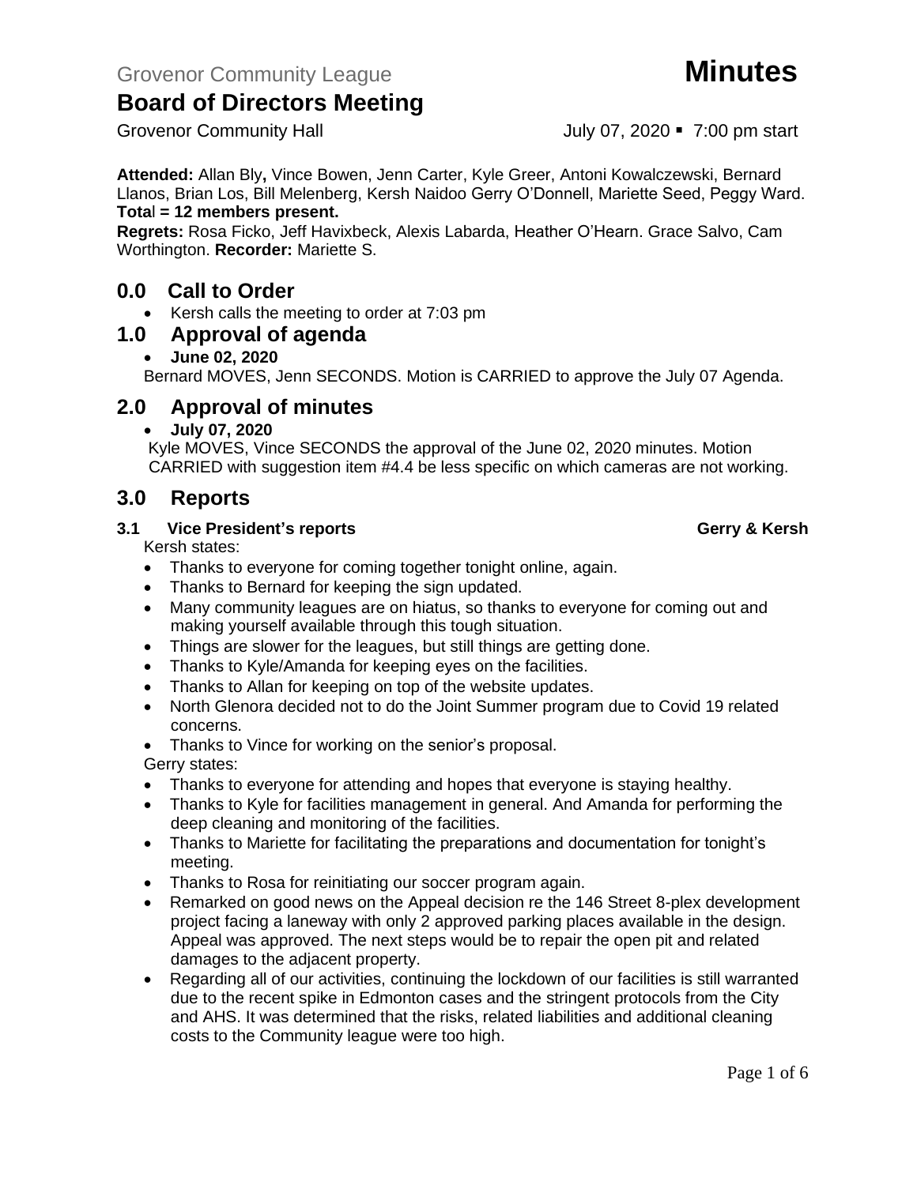Grovenor Community League **Minutes**

# Board of Directors Meeting

Grovenor Community Hall July 07, 2020 ▪ 7:00 pm start

**Attended:** Allan Bly**,** Vince Bowen, Jenn Carter, Kyle Greer, Antoni Kowalczewski, Bernard Llanos, Brian Los, Bill Melenberg, Kersh Naidoo Gerry O'Donnell, Mariette Seed, Peggy Ward. **Total = 12 members present.**

**Regrets:** Rosa Ficko, Jeff Havixbeck, Alexis Labarda, Heather O'Hearn. Grace Salvo, Cam Worthington. **Recorder:** Mariette S.

## 0.0 Call to Order

- Kersh calls the meeting to order at 7:03 pm

## 1.0 Approval of agenda

- **June 02, 2020**

Bernard MOVES, Jenn SECONDS. Motion is CARRIED to approve the July 07 Agenda.

## 2.0 Approval of minutes

- **July 07, 2020**

Kyle MOVES, Vince SECONDS the approval of the June 02, 2020 minutes. Motion CARRIED with suggestion item #4.4 be less specific on which cameras are not working.

## 3.0 Reports

### 3.1 Vice President's reports — Gerry & Kersh

Kersh states:

- Thanks to everyone for coming together tonight online, again.
- Thanks to Bernard for keeping the sign updated.
- Many community leagues are on hiatus, so thanks to everyone for coming out and making yourself available through this tough situation.
- Things are slower for the leagues, but still things are getting done.
- Thanks to Kyle/Amanda for keeping eyes on the facilities.
- Thanks to Allan for keeping on top of the website updates.
- North Glenora decided not to do the Joint Summer program due to Covid 19 related concerns.
- Thanks to Vince for working on the senior's proposal.

Gerry states:

- Thanks to everyone for attending and hopes that everyone is staying healthy.
- Thanks to Kyle for facilities management in general. And Amanda for performing the deep cleaning and monitoring of the facilities.
- Thanks to Mariette for facilitating the preparations and documentation for tonight's meeting.
- Thanks to Rosa for reinitiating our soccer program again.
- Remarked on good news on the Appeal decision re the 146 Street 8-plex development project facing a laneway with only 2 approved parking places available in the design. Appeal was approved. The next steps would be to repair the open pit and related damages to the adjacent property.
- Regarding all of our activities, continuing the lockdown of our facilities is still warranted due to the recent spike in Edmonton cases and the stringent protocols from the City and AHS. It was determined that the risks, related liabilities and additional cleaning costs to the Community league were too high.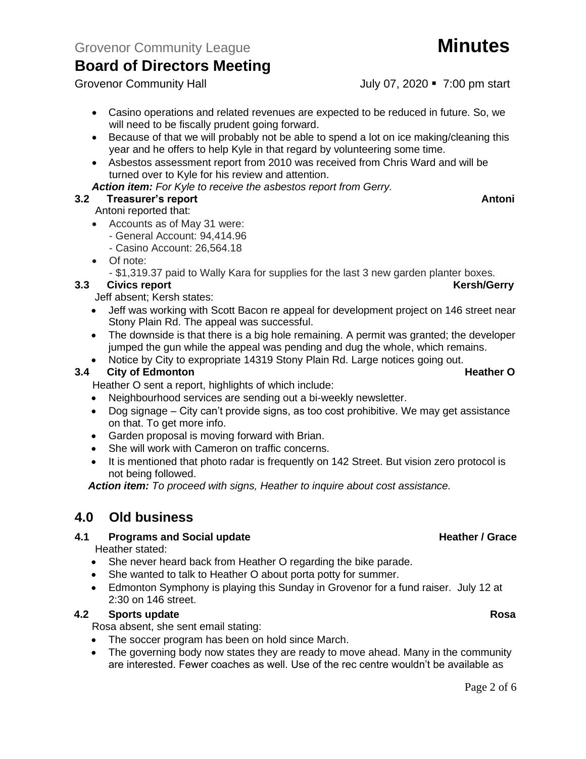- Casino operations and related revenues are expected to be reduced in future. So, we will need to be fiscally prudent going forward.
- Because of that we will probably not be able to spend a lot on ice making/cleaning this year and he offers to help Kyle in that regard by volunteering some time.
- Asbestos assessment report from 2010 was received from Chris Ward and will be turned over to Kyle for his review and attention.

***Action item:*** *For Kyle to receive the asbestos report from Gerry.*

### 3.2 Treasurer's report — Antoni

Antoni reported that:

- Accounts as of May 31 were:
  - General Account: 94,414.96
  - Casino Account: 26,564.18
- Of note:
  - $1,319.37 paid to Wally Kara for supplies for the last 3 new garden planter boxes.

### 3.3 Civics report — Kersh/Gerry

Jeff absent; Kersh states:

- Jeff was working with Scott Bacon re appeal for development project on 146 street near Stony Plain Rd. The appeal was successful.
- The downside is that there is a big hole remaining. A permit was granted; the developer jumped the gun while the appeal was pending and dug the whole, which remains.
- Notice by City to expropriate 14319 Stony Plain Rd. Large notices going out.

### 3.4 City of Edmonton — Heather O

Heather O sent a report, highlights of which include:

- Neighbourhood services are sending out a bi-weekly newsletter.
- Dog signage – City can't provide signs, as too cost prohibitive. We may get assistance on that. To get more info.
- Garden proposal is moving forward with Brian.
- She will work with Cameron on traffic concerns.
- It is mentioned that photo radar is frequently on 142 Street. But vision zero protocol is not being followed.

***Action item:*** *To proceed with signs, Heather to inquire about cost assistance.*

## 4.0 Old business

### 4.1 Programs and Social update — Heather / Grace

Heather stated:

- She never heard back from Heather O regarding the bike parade.
- She wanted to talk to Heather O about porta potty for summer.
- Edmonton Symphony is playing this Sunday in Grovenor for a fund raiser. July 12 at 2:30 on 146 street.

### 4.2 Sports update — Rosa

Rosa absent, she sent email stating:

- The soccer program has been on hold since March.
- The governing body now states they are ready to move ahead. Many in the community are interested. Fewer coaches as well. Use of the rec centre wouldn't be available as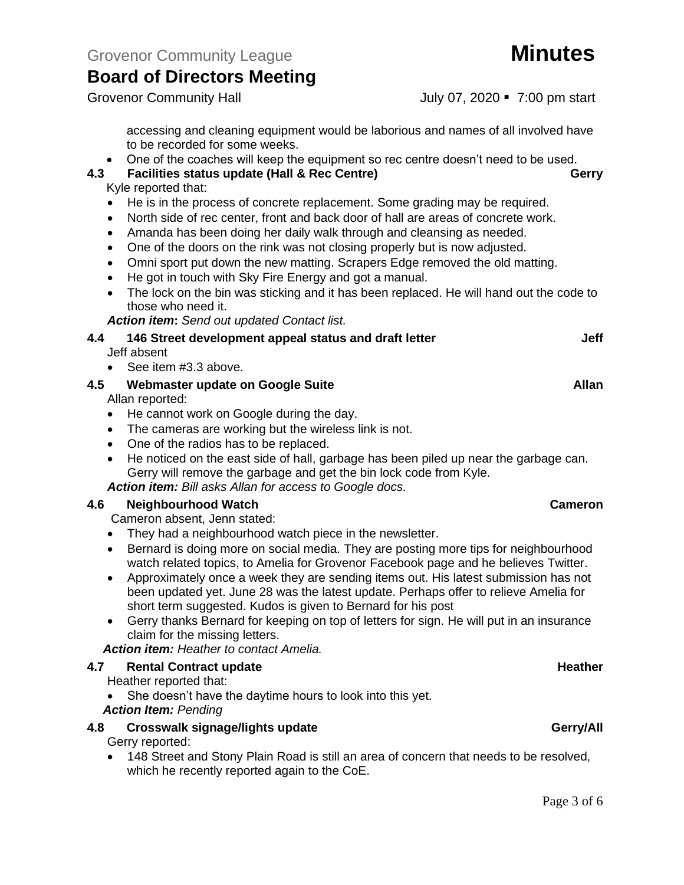accessing and cleaning equipment would be laborious and names of all involved have to be recorded for some weeks.

- One of the coaches will keep the equipment so rec centre doesn't need to be used.

### 4.3 Facilities status update (Hall & Rec Centre) — Gerry

Kyle reported that:

- He is in the process of concrete replacement. Some grading may be required.
- North side of rec center, front and back door of hall are areas of concrete work.
- Amanda has been doing her daily walk through and cleansing as needed.
- One of the doors on the rink was not closing properly but is now adjusted.
- Omni sport put down the new matting. Scrapers Edge removed the old matting.
- He got in touch with Sky Fire Energy and got a manual.
- The lock on the bin was sticking and it has been replaced. He will hand out the code to those who need it.

***Action item*: *Send out updated Contact list.***

### 4.4 146 Street development appeal status and draft letter — Jeff

Jeff absent

- See item #3.3 above.

### 4.5 Webmaster update on Google Suite — Allan

Allan reported:

- He cannot work on Google during the day.
- The cameras are working but the wireless link is not.
- One of the radios has to be replaced.
- He noticed on the east side of hall, garbage has been piled up near the garbage can. Gerry will remove the garbage and get the bin lock code from Kyle.

***Action item:*** *Bill asks Allan for access to Google docs.*

### 4.6 Neighbourhood Watch — Cameron

Cameron absent, Jenn stated:

- They had a neighbourhood watch piece in the newsletter.
- Bernard is doing more on social media. They are posting more tips for neighbourhood watch related topics, to Amelia for Grovenor Facebook page and he believes Twitter.
- Approximately once a week they are sending items out. His latest submission has not been updated yet. June 28 was the latest update. Perhaps offer to relieve Amelia for short term suggested. Kudos is given to Bernard for his post
- Gerry thanks Bernard for keeping on top of letters for sign. He will put in an insurance claim for the missing letters.

***Action item:*** *Heather to contact Amelia.*

### 4.7 Rental Contract update — Heather

Heather reported that:

- She doesn't have the daytime hours to look into this yet.

***Action Item:*** *Pending*

### 4.8 Crosswalk signage/lights update — Gerry/All

Gerry reported:

- 148 Street and Stony Plain Road is still an area of concern that needs to be resolved, which he recently reported again to the CoE.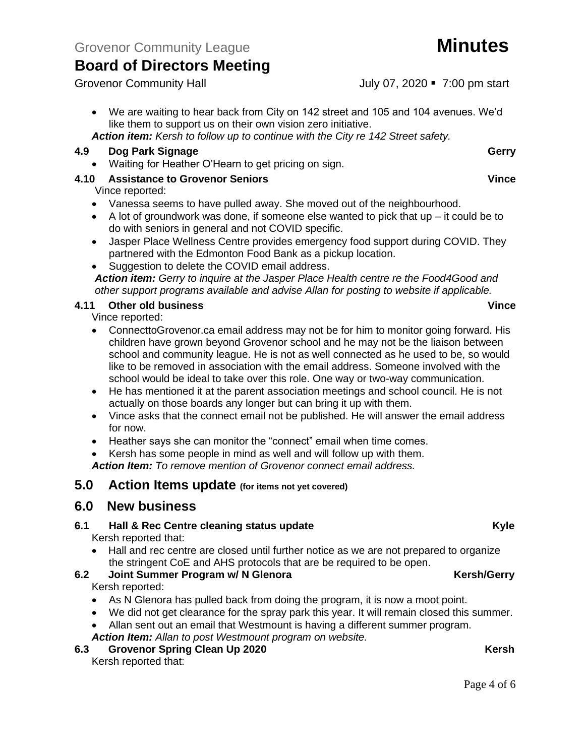- We are waiting to hear back from City on 142 street and 105 and 104 avenues. We'd like them to support us on their own vision zero initiative.

***Action item:*** *Kersh to follow up to continue with the City re 142 Street safety.*

### 4.9 Dog Park Signage — Gerry

- Waiting for Heather O'Hearn to get pricing on sign.

### 4.10 Assistance to Grovenor Seniors — Vince

Vince reported:

- Vanessa seems to have pulled away. She moved out of the neighbourhood.
- A lot of groundwork was done, if someone else wanted to pick that up – it could be to do with seniors in general and not COVID specific.
- Jasper Place Wellness Centre provides emergency food support during COVID. They partnered with the Edmonton Food Bank as a pickup location.
- Suggestion to delete the COVID email address.

***Action item:*** *Gerry to inquire at the Jasper Place Health centre re the Food4Good and other support programs available and advise Allan for posting to website if applicable.*

### 4.11 Other old business — Vince

Vince reported:

- ConnecttoGrovenor.ca email address may not be for him to monitor going forward. His children have grown beyond Grovenor school and he may not be the liaison between school and community league. He is not as well connected as he used to be, so would like to be removed in association with the email address. Someone involved with the school would be ideal to take over this role. One way or two-way communication.
- He has mentioned it at the parent association meetings and school council. He is not actually on those boards any longer but can bring it up with them.
- Vince asks that the connect email not be published. He will answer the email address for now.
- Heather says she can monitor the "connect" email when time comes.
- Kersh has some people in mind as well and will follow up with them.

***Action Item:*** *To remove mention of Grovenor connect email address.*

## 5.0 Action Items update (for items not yet covered)

## 6.0 New business

### 6.1 Hall & Rec Centre cleaning status update — Kyle

Kersh reported that:

- Hall and rec centre are closed until further notice as we are not prepared to organize the stringent CoE and AHS protocols that are be required to be open.

### 6.2 Joint Summer Program w/ N Glenora — Kersh/Gerry

Kersh reported:

- As N Glenora has pulled back from doing the program, it is now a moot point.
- We did not get clearance for the spray park this year. It will remain closed this summer.
- Allan sent out an email that Westmount is having a different summer program.

***Action Item:*** *Allan to post Westmount program on website.*

### 6.3 Grovenor Spring Clean Up 2020 — Kersh

Kersh reported that: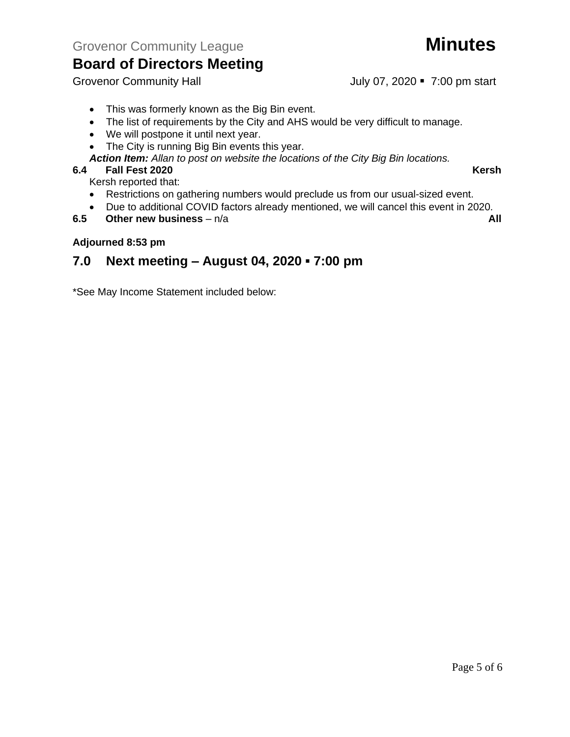- This was formerly known as the Big Bin event.
- The list of requirements by the City and AHS would be very difficult to manage.
- We will postpone it until next year.
- The City is running Big Bin events this year.

***Action Item:*** *Allan to post on website the locations of the City Big Bin locations.*

**6.4 Fall Fest 2020** **Kersh**

Kersh reported that:

- Restrictions on gathering numbers would preclude us from our usual-sized event.
- Due to additional COVID factors already mentioned, we will cancel this event in 2020.

**6.5 Other new business** – n/a **All**

**Adjourned 8:53 pm**

## 7.0 Next meeting – August 04, 2020 ▪ 7:00 pm

*See May Income Statement included below: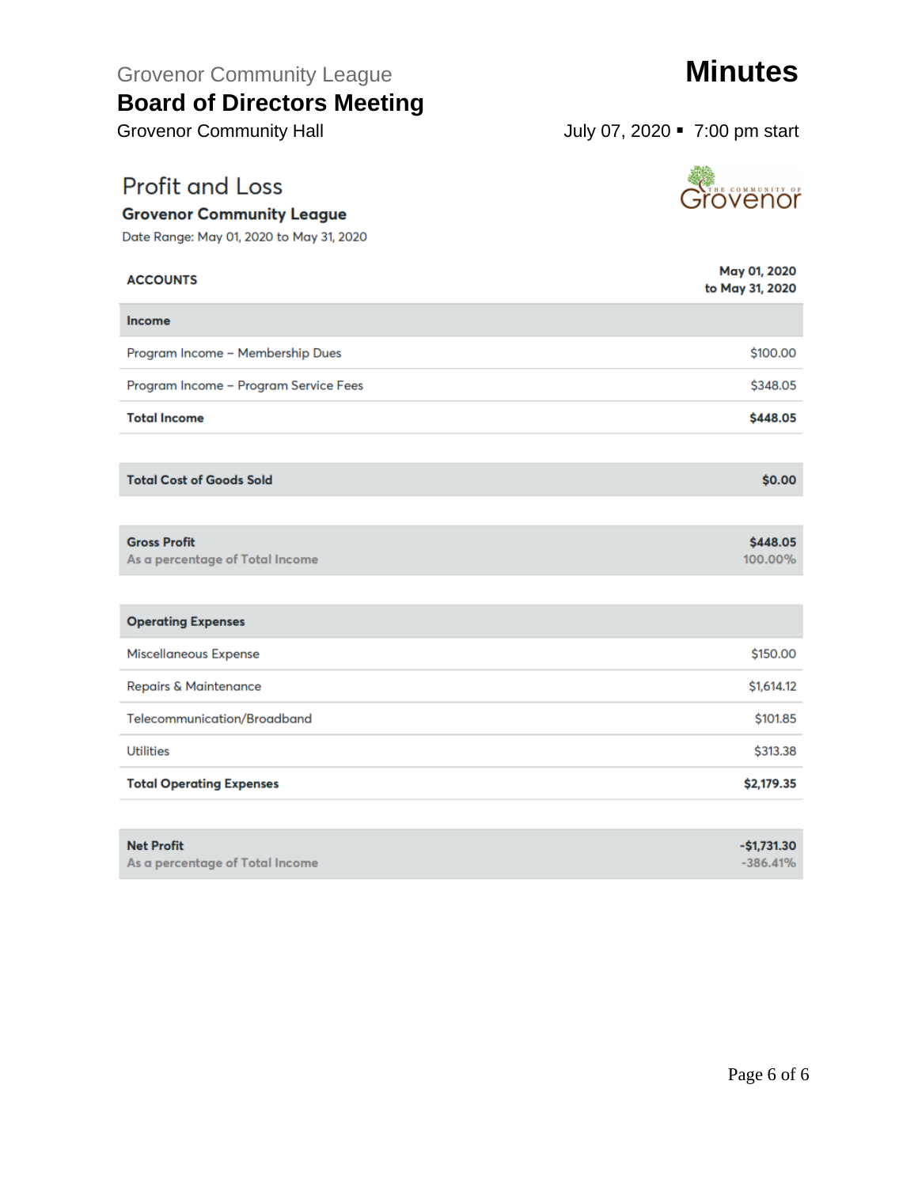Grovenor Community League

**Board of Directors Meeting**

Grovenor Community Hall

# Minutes

July 07, 2020 ▪ 7:00 pm start

## Profit and Loss

**Grovenor Community League**

Date Range: May 01, 2020 to May 31, 2020

| ACCOUNTS | May 01, 2020 to May 31, 2020 |
|---|---|
| **Income** | |
| Program Income – Membership Dues | $100.00 |
| Program Income – Program Service Fees | $348.05 |
| **Total Income** | **$448.05** |
| **Total Cost of Goods Sold** | **$0.00** |
| **Gross Profit** | **$448.05** |
| As a percentage of Total Income | 100.00% |
| **Operating Expenses** | |
| Miscellaneous Expense | $150.00 |
| Repairs & Maintenance | $1,614.12 |
| Telecommunication/Broadband | $101.85 |
| Utilities | $313.38 |
| **Total Operating Expenses** | **$2,179.35** |
| **Net Profit** | **-$1,731.30** |
| As a percentage of Total Income | -386.41% |